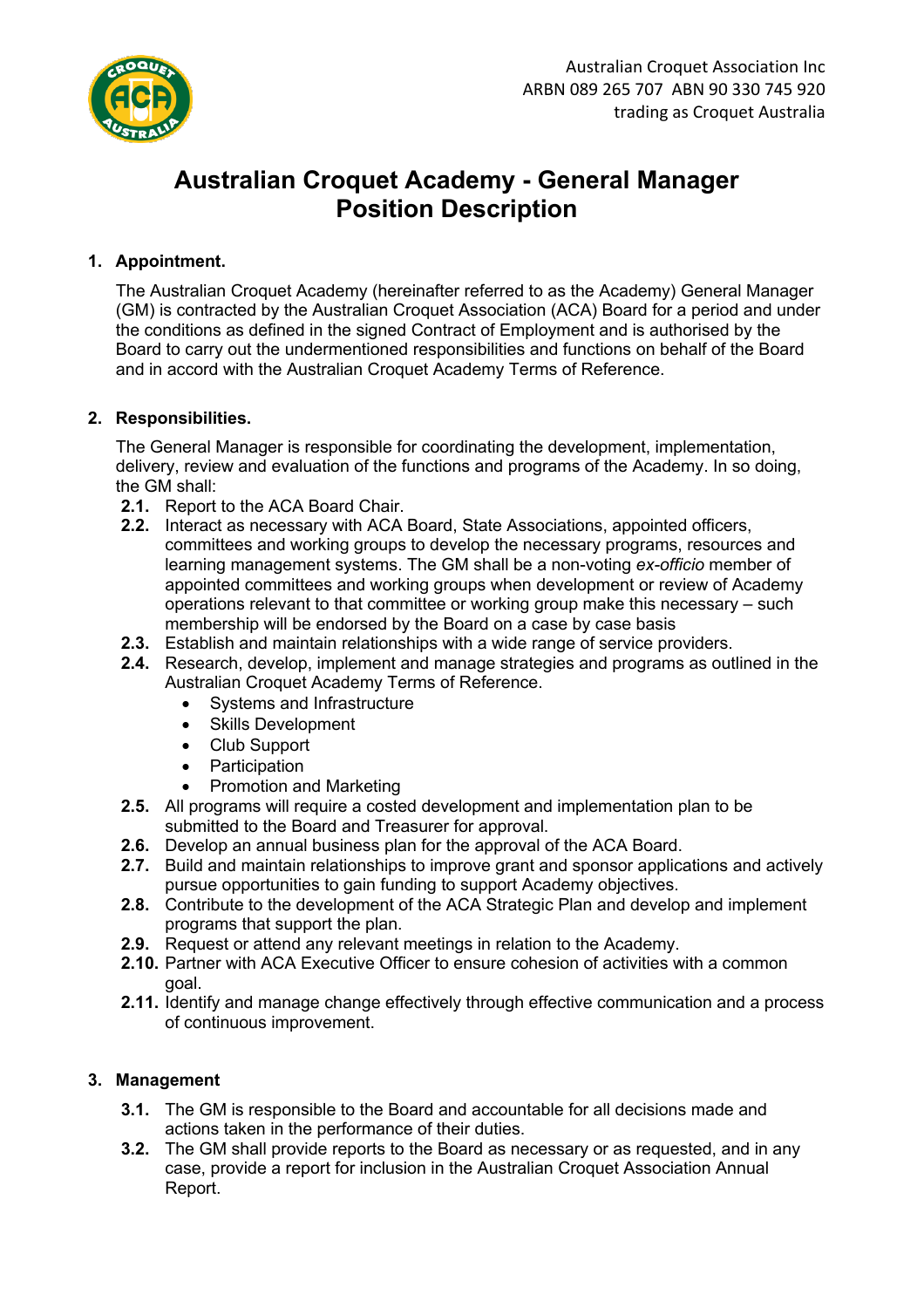Australian Croquet Association Inc
ARBN 089 265 707 ABN 90 330 745 920
trading as Croquet Australia

# Australian Croquet Academy - General Manager Position Description

## 1. Appointment.

The Australian Croquet Academy (hereinafter referred to as the Academy) General Manager (GM) is contracted by the Australian Croquet Association (ACA) Board for a period and under the conditions as defined in the signed Contract of Employment and is authorised by the Board to carry out the undermentioned responsibilities and functions on behalf of the Board and in accord with the Australian Croquet Academy Terms of Reference.

## 2. Responsibilities.

The General Manager is responsible for coordinating the development, implementation, delivery, review and evaluation of the functions and programs of the Academy. In so doing, the GM shall:

**2.1.** Report to the ACA Board Chair.

**2.2.** Interact as necessary with ACA Board, State Associations, appointed officers, committees and working groups to develop the necessary programs, resources and learning management systems. The GM shall be a non-voting *ex-officio* member of appointed committees and working groups when development or review of Academy operations relevant to that committee or working group make this necessary – such membership will be endorsed by the Board on a case by case basis

**2.3.** Establish and maintain relationships with a wide range of service providers.

**2.4.** Research, develop, implement and manage strategies and programs as outlined in the Australian Croquet Academy Terms of Reference.
- Systems and Infrastructure
- Skills Development
- Club Support
- Participation
- Promotion and Marketing

**2.5.** All programs will require a costed development and implementation plan to be submitted to the Board and Treasurer for approval.

**2.6.** Develop an annual business plan for the approval of the ACA Board.

**2.7.** Build and maintain relationships to improve grant and sponsor applications and actively pursue opportunities to gain funding to support Academy objectives.

**2.8.** Contribute to the development of the ACA Strategic Plan and develop and implement programs that support the plan.

**2.9.** Request or attend any relevant meetings in relation to the Academy.

**2.10.** Partner with ACA Executive Officer to ensure cohesion of activities with a common goal.

**2.11.** Identify and manage change effectively through effective communication and a process of continuous improvement.

## 3. Management

**3.1.** The GM is responsible to the Board and accountable for all decisions made and actions taken in the performance of their duties.

**3.2.** The GM shall provide reports to the Board as necessary or as requested, and in any case, provide a report for inclusion in the Australian Croquet Association Annual Report.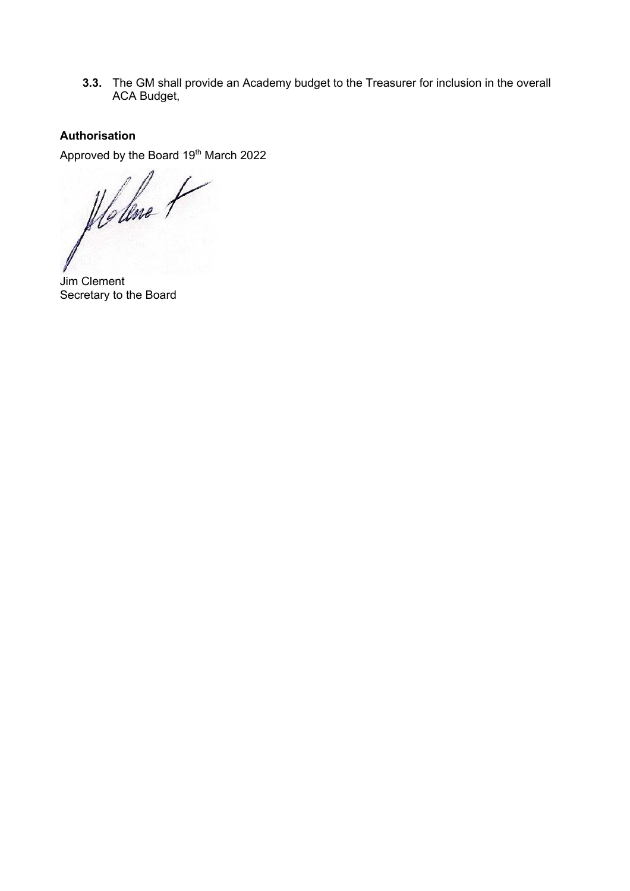**3.3.** The GM shall provide an Academy budget to the Treasurer for inclusion in the overall ACA Budget,

**Authorisation**

Approved by the Board 19th March 2022

Jim Clement
Secretary to the Board